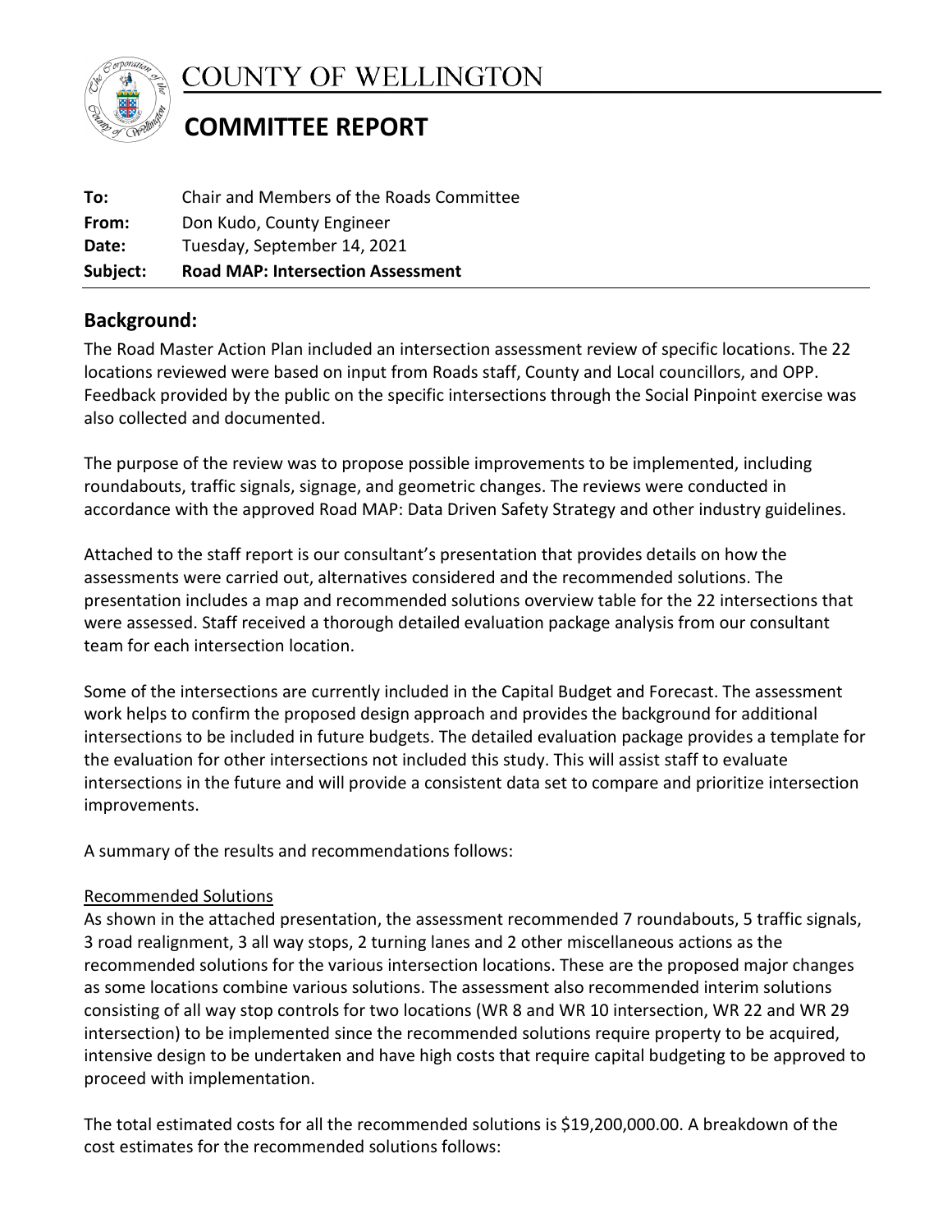# COUNTY OF WELLINGTON

## COMMITTEE REPORT

**To:** Chair and Members of the Roads Committee
**From:** Don Kudo, County Engineer
**Date:** Tuesday, September 14, 2021
**Subject:** **Road MAP: Intersection Assessment**

## Background:

The Road Master Action Plan included an intersection assessment review of specific locations. The 22 locations reviewed were based on input from Roads staff, County and Local councillors, and OPP. Feedback provided by the public on the specific intersections through the Social Pinpoint exercise was also collected and documented.

The purpose of the review was to propose possible improvements to be implemented, including roundabouts, traffic signals, signage, and geometric changes. The reviews were conducted in accordance with the approved Road MAP: Data Driven Safety Strategy and other industry guidelines.

Attached to the staff report is our consultant's presentation that provides details on how the assessments were carried out, alternatives considered and the recommended solutions. The presentation includes a map and recommended solutions overview table for the 22 intersections that were assessed. Staff received a thorough detailed evaluation package analysis from our consultant team for each intersection location.

Some of the intersections are currently included in the Capital Budget and Forecast. The assessment work helps to confirm the proposed design approach and provides the background for additional intersections to be included in future budgets. The detailed evaluation package provides a template for the evaluation for other intersections not included this study. This will assist staff to evaluate intersections in the future and will provide a consistent data set to compare and prioritize intersection improvements.

A summary of the results and recommendations follows:

Recommended Solutions

As shown in the attached presentation, the assessment recommended 7 roundabouts, 5 traffic signals, 3 road realignment, 3 all way stops, 2 turning lanes and 2 other miscellaneous actions as the recommended solutions for the various intersection locations. These are the proposed major changes as some locations combine various solutions. The assessment also recommended interim solutions consisting of all way stop controls for two locations (WR 8 and WR 10 intersection, WR 22 and WR 29 intersection) to be implemented since the recommended solutions require property to be acquired, intensive design to be undertaken and have high costs that require capital budgeting to be approved to proceed with implementation.

The total estimated costs for all the recommended solutions is $19,200,000.00. A breakdown of the cost estimates for the recommended solutions follows: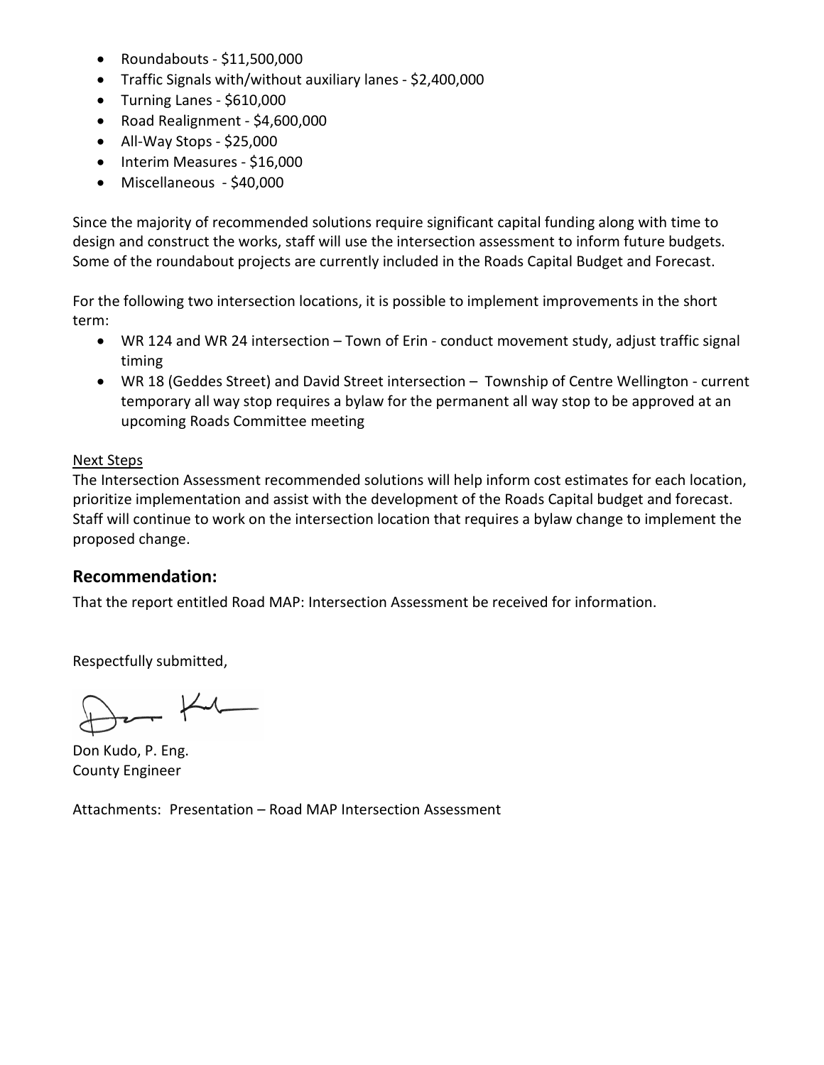- Roundabouts - $11,500,000
- Traffic Signals with/without auxiliary lanes - $2,400,000
- Turning Lanes - $610,000
- Road Realignment - $4,600,000
- All-Way Stops - $25,000
- Interim Measures - $16,000
- Miscellaneous - $40,000

Since the majority of recommended solutions require significant capital funding along with time to design and construct the works, staff will use the intersection assessment to inform future budgets. Some of the roundabout projects are currently included in the Roads Capital Budget and Forecast.

For the following two intersection locations, it is possible to implement improvements in the short term:

- WR 124 and WR 24 intersection – Town of Erin - conduct movement study, adjust traffic signal timing
- WR 18 (Geddes Street) and David Street intersection – Township of Centre Wellington - current temporary all way stop requires a bylaw for the permanent all way stop to be approved at an upcoming Roads Committee meeting

Next Steps

The Intersection Assessment recommended solutions will help inform cost estimates for each location, prioritize implementation and assist with the development of the Roads Capital budget and forecast. Staff will continue to work on the intersection location that requires a bylaw change to implement the proposed change.

## Recommendation:

That the report entitled Road MAP: Intersection Assessment be received for information.

Respectfully submitted,

Don Kudo, P. Eng.
County Engineer

Attachments: Presentation – Road MAP Intersection Assessment